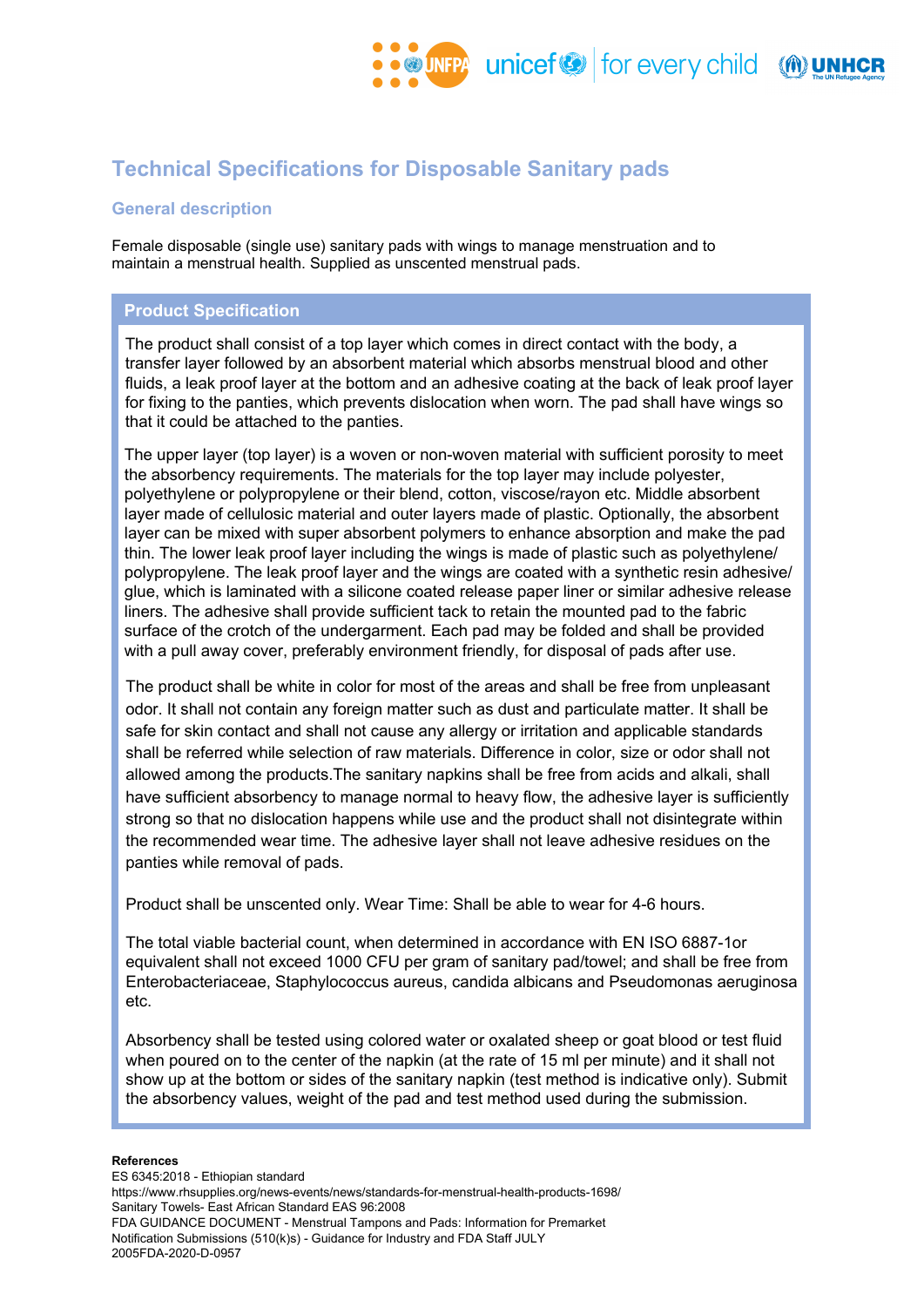# Technical Specifications for Disposable Sanitary pads

## General description

Female disposable (single use) sanitary pads with wings to manage menstruation and to maintain a menstrual health. Supplied as unscented menstrual pads.

## Product Specification

The product shall consist of a top layer which comes in direct contact with the body, a transfer layer followed by an absorbent material which absorbs menstrual blood and other fluids, a leak proof layer at the bottom and an adhesive coating at the back of leak proof layer for fixing to the panties, which prevents dislocation when worn. The pad shall have wings so that it could be attached to the panties.

The upper layer (top layer) is a woven or non-woven material with sufficient porosity to meet the absorbency requirements. The materials for the top layer may include polyester, polyethylene or polypropylene or their blend, cotton, viscose/rayon etc. Middle absorbent layer made of cellulosic material and outer layers made of plastic. Optionally, the absorbent layer can be mixed with super absorbent polymers to enhance absorption and make the pad thin. The lower leak proof layer including the wings is made of plastic such as polyethylene/ polypropylene. The leak proof layer and the wings are coated with a synthetic resin adhesive/ glue, which is laminated with a silicone coated release paper liner or similar adhesive release liners. The adhesive shall provide sufficient tack to retain the mounted pad to the fabric surface of the crotch of the undergarment. Each pad may be folded and shall be provided with a pull away cover, preferably environment friendly, for disposal of pads after use.

The product shall be white in color for most of the areas and shall be free from unpleasant odor. It shall not contain any foreign matter such as dust and particulate matter. It shall be safe for skin contact and shall not cause any allergy or irritation and applicable standards shall be referred while selection of raw materials. Difference in color, size or odor shall not allowed among the products.The sanitary napkins shall be free from acids and alkali, shall have sufficient absorbency to manage normal to heavy flow, the adhesive layer is sufficiently strong so that no dislocation happens while use and the product shall not disintegrate within the recommended wear time. The adhesive layer shall not leave adhesive residues on the panties while removal of pads.

Product shall be unscented only. Wear Time: Shall be able to wear for 4-6 hours.

The total viable bacterial count, when determined in accordance with EN ISO 6887-1or equivalent shall not exceed 1000 CFU per gram of sanitary pad/towel; and shall be free from Enterobacteriaceae, Staphylococcus aureus, candida albicans and Pseudomonas aeruginosa etc.

Absorbency shall be tested using colored water or oxalated sheep or goat blood or test fluid when poured on to the center of the napkin (at the rate of 15 ml per minute) and it shall not show up at the bottom or sides of the sanitary napkin (test method is indicative only). Submit the absorbency values, weight of the pad and test method used during the submission.

**References**

ES 6345:2018 - Ethiopian standard
https://www.rhsupplies.org/news-events/news/standards-for-menstrual-health-products-1698/
Sanitary Towels- East African Standard EAS 96:2008
FDA GUIDANCE DOCUMENT - Menstrual Tampons and Pads: Information for Premarket Notification Submissions (510(k)s) - Guidance for Industry and FDA Staff JULY 2005FDA-2020-D-0957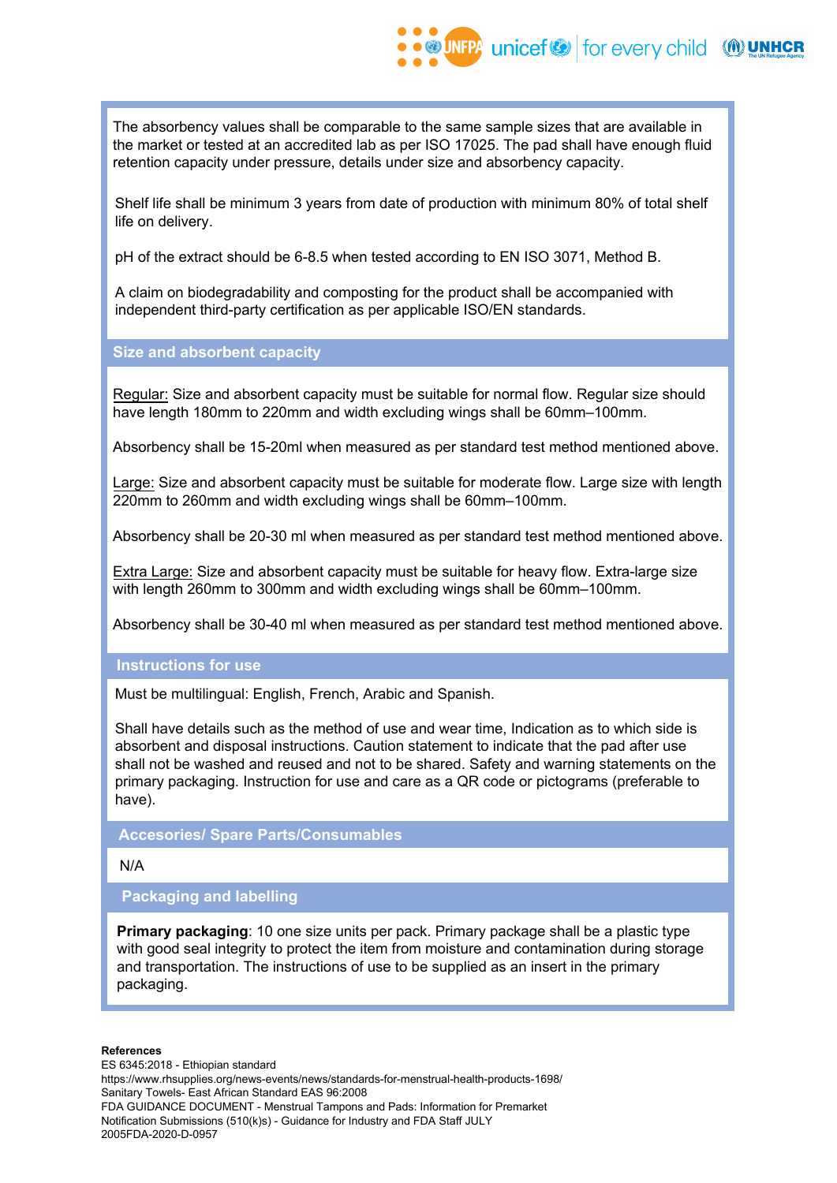The absorbency values shall be comparable to the same sample sizes that are available in the market or tested at an accredited lab as per ISO 17025. The pad shall have enough fluid retention capacity under pressure, details under size and absorbency capacity.

Shelf life shall be minimum 3 years from date of production with minimum 80% of total shelf life on delivery.

pH of the extract should be 6-8.5 when tested according to EN ISO 3071, Method B.

A claim on biodegradability and composting for the product shall be accompanied with independent third-party certification as per applicable ISO/EN standards.

## Size and absorbent capacity

Regular: Size and absorbent capacity must be suitable for normal flow. Regular size should have length 180mm to 220mm and width excluding wings shall be 60mm–100mm.

Absorbency shall be 15-20ml when measured as per standard test method mentioned above.

Large: Size and absorbent capacity must be suitable for moderate flow. Large size with length 220mm to 260mm and width excluding wings shall be 60mm–100mm.

Absorbency shall be 20-30 ml when measured as per standard test method mentioned above.

Extra Large: Size and absorbent capacity must be suitable for heavy flow. Extra-large size with length 260mm to 300mm and width excluding wings shall be 60mm–100mm.

Absorbency shall be 30-40 ml when measured as per standard test method mentioned above.

## Instructions for use

Must be multilingual: English, French, Arabic and Spanish.

Shall have details such as the method of use and wear time, Indication as to which side is absorbent and disposal instructions. Caution statement to indicate that the pad after use shall not be washed and reused and not to be shared. Safety and warning statements on the primary packaging. Instruction for use and care as a QR code or pictograms (preferable to have).

## Accesories/ Spare Parts/Consumables

N/A

## Packaging and labelling

**Primary packaging**: 10 one size units per pack. Primary package shall be a plastic type with good seal integrity to protect the item from moisture and contamination during storage and transportation. The instructions of use to be supplied as an insert in the primary packaging.

**References**

ES 6345:2018 - Ethiopian standard
https://www.rhsupplies.org/news-events/news/standards-for-menstrual-health-products-1698/
Sanitary Towels- East African Standard EAS 96:2008
FDA GUIDANCE DOCUMENT - Menstrual Tampons and Pads: Information for Premarket Notification Submissions (510(k)s) - Guidance for Industry and FDA Staff JULY 2005FDA-2020-D-0957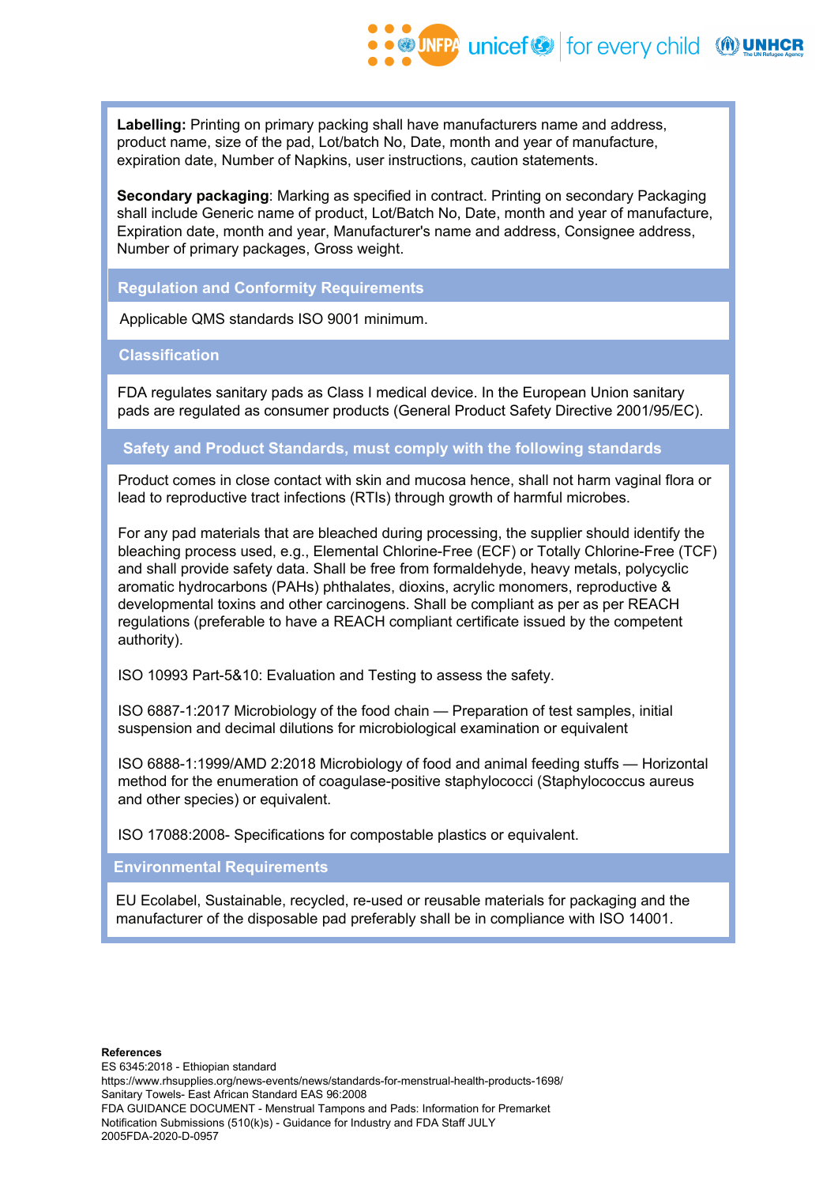**Labelling:** Printing on primary packing shall have manufacturers name and address, product name, size of the pad, Lot/batch No, Date, month and year of manufacture, expiration date, Number of Napkins, user instructions, caution statements.

**Secondary packaging**: Marking as specified in contract. Printing on secondary Packaging shall include Generic name of product, Lot/Batch No, Date, month and year of manufacture, Expiration date, month and year, Manufacturer's name and address, Consignee address, Number of primary packages, Gross weight.

## Regulation and Conformity Requirements

Applicable QMS standards ISO 9001 minimum.

## Classification

FDA regulates sanitary pads as Class I medical device. In the European Union sanitary pads are regulated as consumer products (General Product Safety Directive 2001/95/EC).

## Safety and Product Standards, must comply with the following standards

Product comes in close contact with skin and mucosa hence, shall not harm vaginal flora or lead to reproductive tract infections (RTIs) through growth of harmful microbes.

For any pad materials that are bleached during processing, the supplier should identify the bleaching process used, e.g., Elemental Chlorine-Free (ECF) or Totally Chlorine-Free (TCF) and shall provide safety data. Shall be free from formaldehyde, heavy metals, polycyclic aromatic hydrocarbons (PAHs) phthalates, dioxins, acrylic monomers, reproductive & developmental toxins and other carcinogens. Shall be compliant as per as per REACH regulations (preferable to have a REACH compliant certificate issued by the competent authority).

ISO 10993 Part-5&10: Evaluation and Testing to assess the safety.

ISO 6887-1:2017 Microbiology of the food chain — Preparation of test samples, initial suspension and decimal dilutions for microbiological examination or equivalent

ISO 6888-1:1999/AMD 2:2018 Microbiology of food and animal feeding stuffs — Horizontal method for the enumeration of coagulase-positive staphylococci (Staphylococcus aureus and other species) or equivalent.

ISO 17088:2008- Specifications for compostable plastics or equivalent.

## Environmental Requirements

EU Ecolabel, Sustainable, recycled, re-used or reusable materials for packaging and the manufacturer of the disposable pad preferably shall be in compliance with ISO 14001.

**References**

ES 6345:2018 - Ethiopian standard
https://www.rhsupplies.org/news-events/news/standards-for-menstrual-health-products-1698/
Sanitary Towels- East African Standard EAS 96:2008
FDA GUIDANCE DOCUMENT - Menstrual Tampons and Pads: Information for Premarket Notification Submissions (510(k)s) - Guidance for Industry and FDA Staff JULY 2005FDA-2020-D-0957